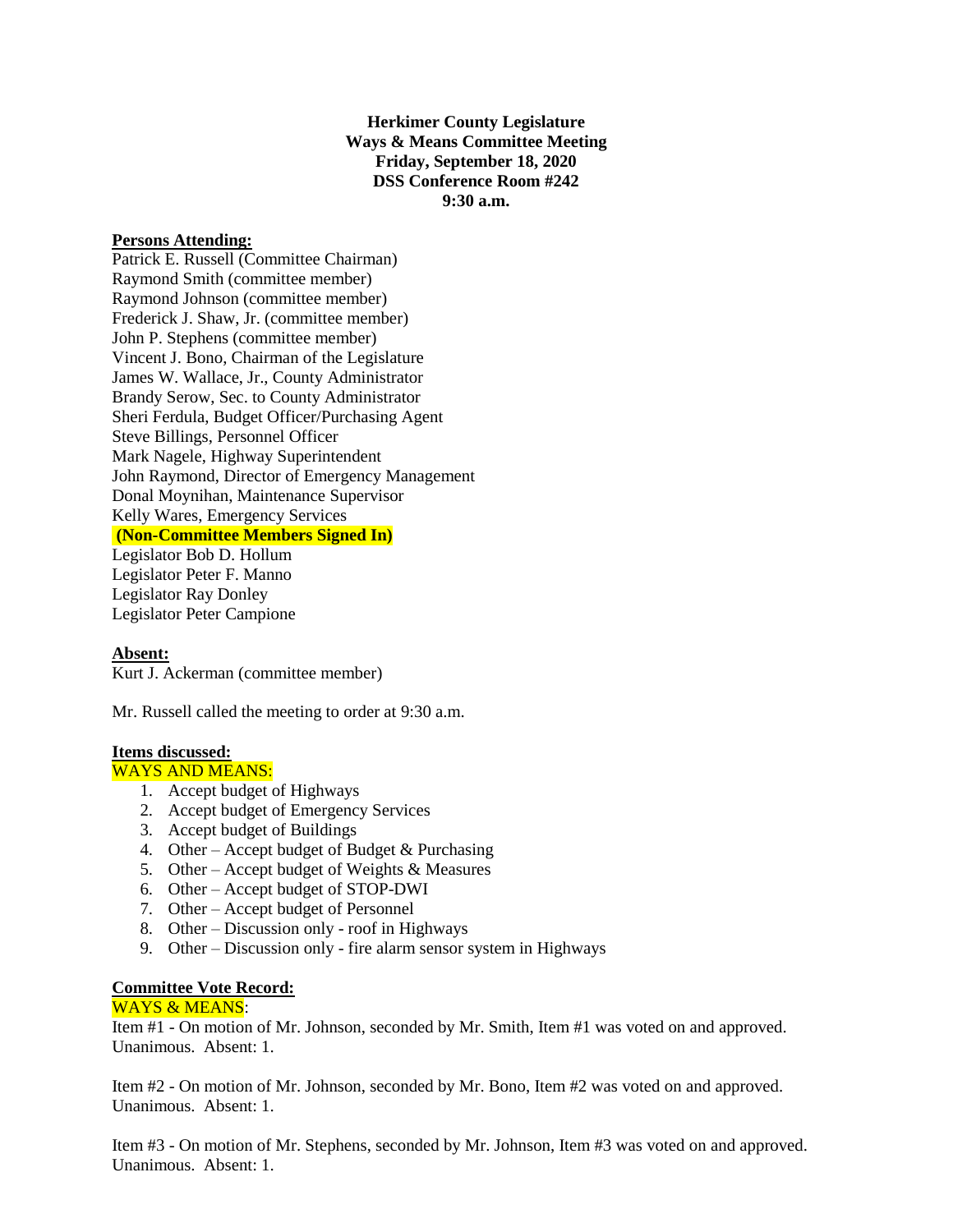**Herkimer County Legislature**
**Ways & Means Committee Meeting**
**Friday, September 18, 2020**
**DSS Conference Room #242**
**9:30 a.m.**

**Persons Attending:**

Patrick E. Russell (Committee Chairman)
Raymond Smith (committee member)
Raymond Johnson (committee member)
Frederick J. Shaw, Jr. (committee member)
John P. Stephens (committee member)
Vincent J. Bono, Chairman of the Legislature
James W. Wallace, Jr., County Administrator
Brandy Serow, Sec. to County Administrator
Sheri Ferdula, Budget Officer/Purchasing Agent
Steve Billings, Personnel Officer
Mark Nagele, Highway Superintendent
John Raymond, Director of Emergency Management
Donal Moynihan, Maintenance Supervisor
Kelly Wares, Emergency Services
**(Non-Committee Members Signed In)**
Legislator Bob D. Hollum
Legislator Peter F. Manno
Legislator Ray Donley
Legislator Peter Campione

**Absent:**

Kurt J. Ackerman (committee member)

Mr. Russell called the meeting to order at 9:30 a.m.

**Items discussed:**

WAYS AND MEANS:

1. Accept budget of Highways
2. Accept budget of Emergency Services
3. Accept budget of Buildings
4. Other – Accept budget of Budget & Purchasing
5. Other – Accept budget of Weights & Measures
6. Other – Accept budget of STOP-DWI
7. Other – Accept budget of Personnel
8. Other – Discussion only - roof in Highways
9. Other – Discussion only - fire alarm sensor system in Highways

**Committee Vote Record:**

WAYS & MEANS:

Item #1 - On motion of Mr. Johnson, seconded by Mr. Smith, Item #1 was voted on and approved. Unanimous. Absent: 1.

Item #2 - On motion of Mr. Johnson, seconded by Mr. Bono, Item #2 was voted on and approved. Unanimous. Absent: 1.

Item #3 - On motion of Mr. Stephens, seconded by Mr. Johnson, Item #3 was voted on and approved. Unanimous. Absent: 1.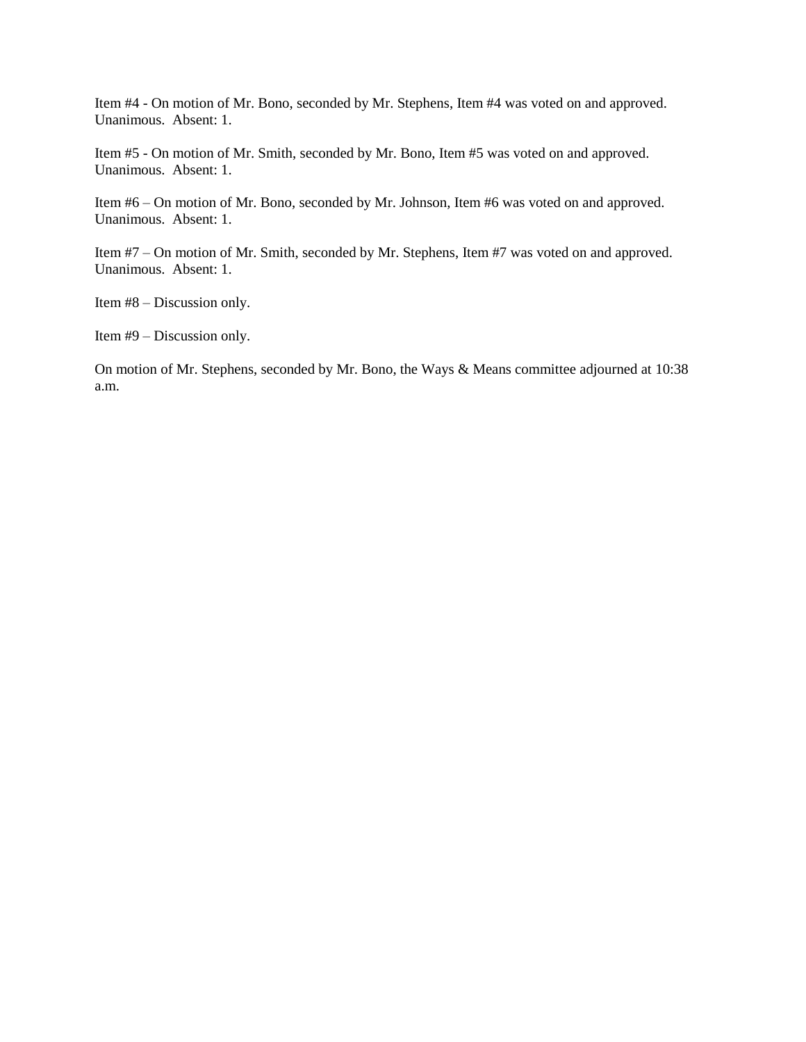Item #4 - On motion of Mr. Bono, seconded by Mr. Stephens, Item #4 was voted on and approved. Unanimous. Absent: 1.

Item #5 - On motion of Mr. Smith, seconded by Mr. Bono, Item #5 was voted on and approved. Unanimous. Absent: 1.

Item #6 – On motion of Mr. Bono, seconded by Mr. Johnson, Item #6 was voted on and approved. Unanimous. Absent: 1.

Item #7 – On motion of Mr. Smith, seconded by Mr. Stephens, Item #7 was voted on and approved. Unanimous. Absent: 1.

Item #8 – Discussion only.

Item #9 – Discussion only.

On motion of Mr. Stephens, seconded by Mr. Bono, the Ways & Means committee adjourned at 10:38 a.m.